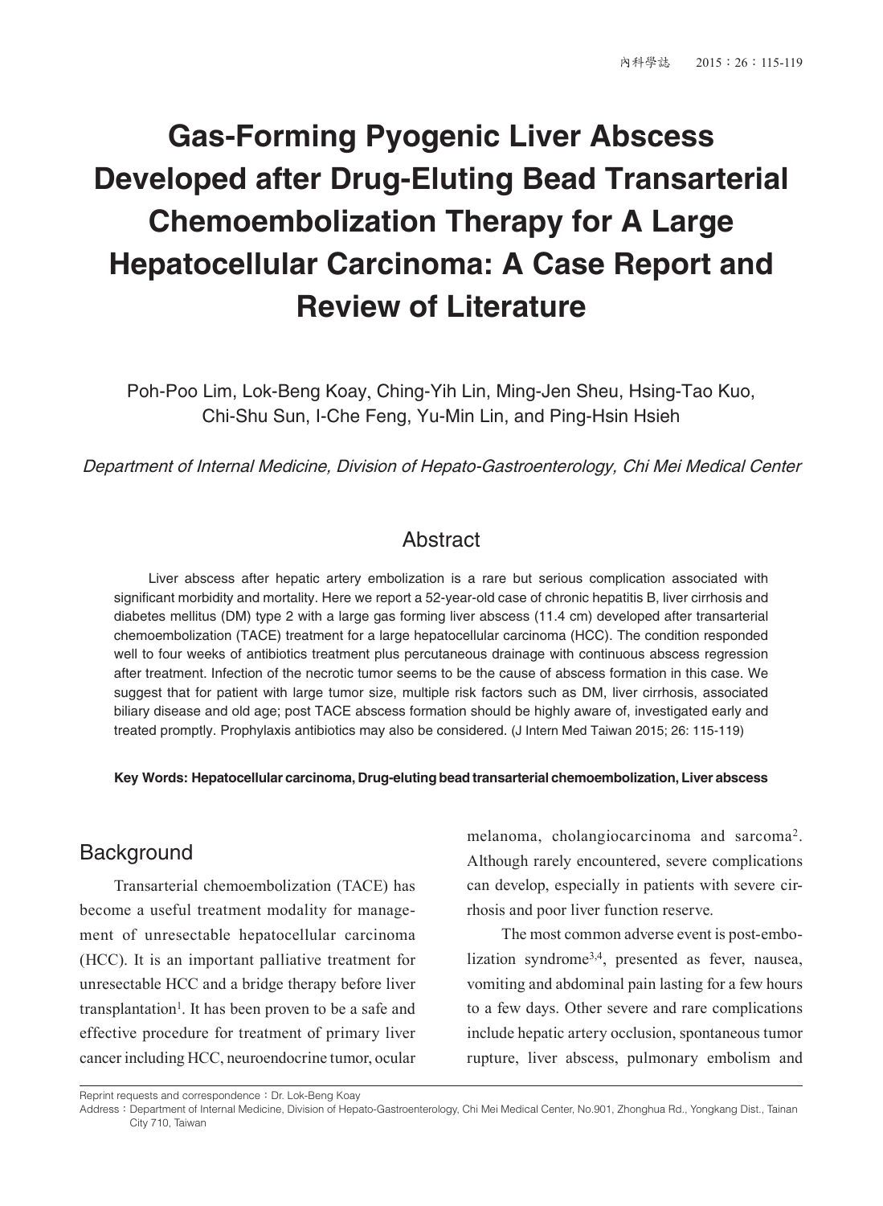# Gas-Forming Pyogenic Liver Abscess Developed after Drug-Eluting Bead Transarterial Chemoembolization Therapy for A Large Hepatocellular Carcinoma: A Case Report and Review of Literature

Poh-Poo Lim, Lok-Beng Koay, Ching-Yih Lin, Ming-Jen Sheu, Hsing-Tao Kuo, Chi-Shu Sun, I-Che Feng, Yu-Min Lin, and Ping-Hsin Hsieh

*Department of Internal Medicine, Division of Hepato-Gastroenterology, Chi Mei Medical Center*

## Abstract

Liver abscess after hepatic artery embolization is a rare but serious complication associated with significant morbidity and mortality. Here we report a 52-year-old case of chronic hepatitis B, liver cirrhosis and diabetes mellitus (DM) type 2 with a large gas forming liver abscess (11.4 cm) developed after transarterial chemoembolization (TACE) treatment for a large hepatocellular carcinoma (HCC). The condition responded well to four weeks of antibiotics treatment plus percutaneous drainage with continuous abscess regression after treatment. Infection of the necrotic tumor seems to be the cause of abscess formation in this case. We suggest that for patient with large tumor size, multiple risk factors such as DM, liver cirrhosis, associated biliary disease and old age; post TACE abscess formation should be highly aware of, investigated early and treated promptly. Prophylaxis antibiotics may also be considered. (J Intern Med Taiwan 2015; 26: 115-119)

**Key Words: Hepatocellular carcinoma, Drug-eluting bead transarterial chemoembolization, Liver abscess**

## Background

Transarterial chemoembolization (TACE) has become a useful treatment modality for management of unresectable hepatocellular carcinoma (HCC). It is an important palliative treatment for unresectable HCC and a bridge therapy before liver transplantation[1]. It has been proven to be a safe and effective procedure for treatment of primary liver cancer including HCC, neuroendocrine tumor, ocular melanoma, cholangiocarcinoma and sarcoma[2]. Although rarely encountered, severe complications can develop, especially in patients with severe cirrhosis and poor liver function reserve.

The most common adverse event is post-embolization syndrome[3,4], presented as fever, nausea, vomiting and abdominal pain lasting for a few hours to a few days. Other severe and rare complications include hepatic artery occlusion, spontaneous tumor rupture, liver abscess, pulmonary embolism and

Reprint requests and correspondence：Dr. Lok-Beng Koay

Address：Department of Internal Medicine, Division of Hepato-Gastroenterology, Chi Mei Medical Center, No.901, Zhonghua Rd., Yongkang Dist., Tainan City 710, Taiwan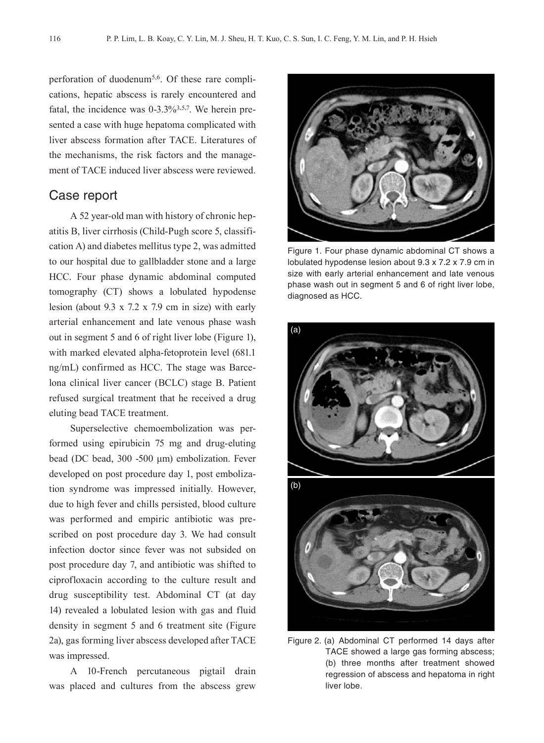perforation of duodenum[5,6]. Of these rare complications, hepatic abscess is rarely encountered and fatal, the incidence was 0-3.3%[3,5,7]. We herein presented a case with huge hepatoma complicated with liver abscess formation after TACE. Literatures of the mechanisms, the risk factors and the management of TACE induced liver abscess were reviewed.

## Case report

A 52 year-old man with history of chronic hepatitis B, liver cirrhosis (Child-Pugh score 5, classification A) and diabetes mellitus type 2, was admitted to our hospital due to gallbladder stone and a large HCC. Four phase dynamic abdominal computed tomography (CT) shows a lobulated hypodense lesion (about 9.3 x 7.2 x 7.9 cm in size) with early arterial enhancement and late venous phase wash out in segment 5 and 6 of right liver lobe (Figure 1), with marked elevated alpha-fetoprotein level (681.1 ng/mL) confirmed as HCC. The stage was Barcelona clinical liver cancer (BCLC) stage B. Patient refused surgical treatment that he received a drug eluting bead TACE treatment.

Superselective chemoembolization was performed using epirubicin 75 mg and drug-eluting bead (DC bead, 300 -500 μm) embolization. Fever developed on post procedure day 1, post embolization syndrome was impressed initially. However, due to high fever and chills persisted, blood culture was performed and empiric antibiotic was prescribed on post procedure day 3. We had consult infection doctor since fever was not subsided on post procedure day 7, and antibiotic was shifted to ciprofloxacin according to the culture result and drug susceptibility test. Abdominal CT (at day 14) revealed a lobulated lesion with gas and fluid density in segment 5 and 6 treatment site (Figure 2a), gas forming liver abscess developed after TACE was impressed.

A 10-French percutaneous pigtail drain was placed and cultures from the abscess grew

Figure 1. Four phase dynamic abdominal CT shows a lobulated hypodense lesion about 9.3 x 7.2 x 7.9 cm in size with early arterial enhancement and late venous phase wash out in segment 5 and 6 of right liver lobe, diagnosed as HCC.

Figure 2. (a) Abdominal CT performed 14 days after TACE showed a large gas forming abscess; (b) three months after treatment showed regression of abscess and hepatoma in right liver lobe.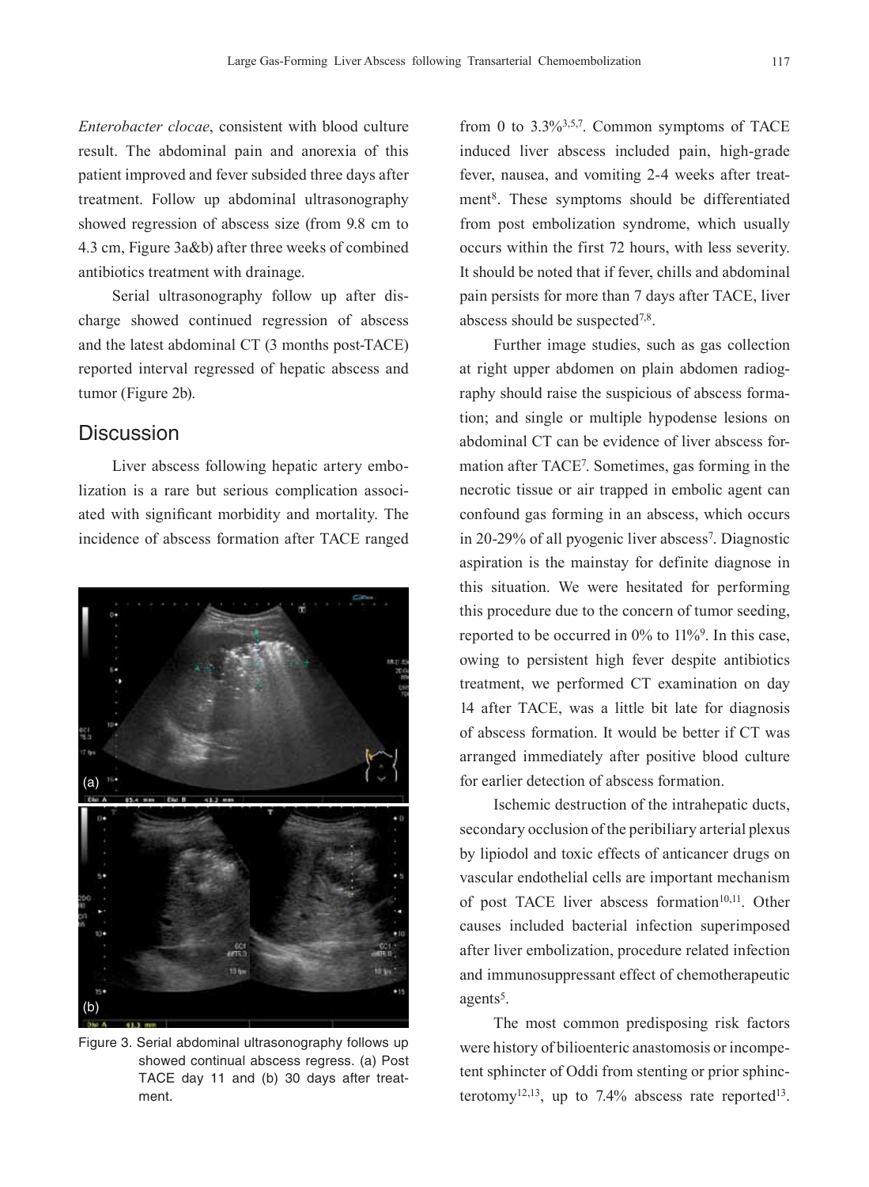*Enterobacter clocae*, consistent with blood culture result. The abdominal pain and anorexia of this patient improved and fever subsided three days after treatment. Follow up abdominal ultrasonography showed regression of abscess size (from 9.8 cm to 4.3 cm, Figure 3a&b) after three weeks of combined antibiotics treatment with drainage.

Serial ultrasonography follow up after discharge showed continued regression of abscess and the latest abdominal CT (3 months post-TACE) reported interval regressed of hepatic abscess and tumor (Figure 2b).

## Discussion

Liver abscess following hepatic artery embolization is a rare but serious complication associated with significant morbidity and mortality. The incidence of abscess formation after TACE ranged from 0 to 3.3%[3,5,7]. Common symptoms of TACE induced liver abscess included pain, high-grade fever, nausea, and vomiting 2-4 weeks after treatment[8]. These symptoms should be differentiated from post embolization syndrome, which usually occurs within the first 72 hours, with less severity. It should be noted that if fever, chills and abdominal pain persists for more than 7 days after TACE, liver abscess should be suspected[7,8].

Figure 3. Serial abdominal ultrasonography follows up showed continual abscess regress. (a) Post TACE day 11 and (b) 30 days after treatment.

Further image studies, such as gas collection at right upper abdomen on plain abdomen radiography should raise the suspicious of abscess formation; and single or multiple hypodense lesions on abdominal CT can be evidence of liver abscess formation after TACE[7]. Sometimes, gas forming in the necrotic tissue or air trapped in embolic agent can confound gas forming in an abscess, which occurs in 20-29% of all pyogenic liver abscess[7]. Diagnostic aspiration is the mainstay for definite diagnose in this situation. We were hesitated for performing this procedure due to the concern of tumor seeding, reported to be occurred in 0% to 11%[9]. In this case, owing to persistent high fever despite antibiotics treatment, we performed CT examination on day 14 after TACE, was a little bit late for diagnosis of abscess formation. It would be better if CT was arranged immediately after positive blood culture for earlier detection of abscess formation.

Ischemic destruction of the intrahepatic ducts, secondary occlusion of the peribiliary arterial plexus by lipiodol and toxic effects of anticancer drugs on vascular endothelial cells are important mechanism of post TACE liver abscess formation[10,11]. Other causes included bacterial infection superimposed after liver embolization, procedure related infection and immunosuppressant effect of chemotherapeutic agents[5].

The most common predisposing risk factors were history of bilioenteric anastomosis or incompetent sphincter of Oddi from stenting or prior sphincterotomy[12,13], up to 7.4% abscess rate reported[13].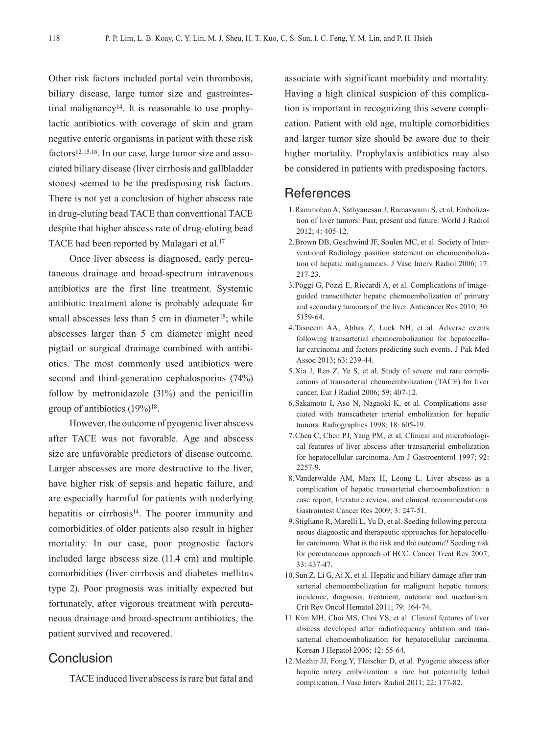Other risk factors included portal vein thrombosis, biliary disease, large tumor size and gastrointestinal malignancy[14]. It is reasonable to use prophylactic antibiotics with coverage of skin and gram negative enteric organisms in patient with these risk factors[12,15,16]. In our case, large tumor size and associated biliary disease (liver cirrhosis and gallbladder stones) seemed to be the predisposing risk factors. There is not yet a conclusion of higher abscess rate in drug-eluting bead TACE than conventional TACE despite that higher abscess rate of drug-eluting bead TACE had been reported by Malagari et al.[17]

Once liver abscess is diagnosed, early percutaneous drainage and broad-spectrum intravenous antibiotics are the first line treatment. Systemic antibiotic treatment alone is probably adequate for small abscesses less than 5 cm in diameter[18]; while abscesses larger than 5 cm diameter might need pigtail or surgical drainage combined with antibiotics. The most commonly used antibiotics were second and third-generation cephalosporins (74%) follow by metronidazole (31%) and the penicillin group of antibiotics (19%)[18].

However, the outcome of pyogenic liver abscess after TACE was not favorable. Age and abscess size are unfavorable predictors of disease outcome. Larger abscesses are more destructive to the liver, have higher risk of sepsis and hepatic failure, and are especially harmful for patients with underlying hepatitis or cirrhosis[14]. The poorer immunity and comorbidities of older patients also result in higher mortality. In our case, poor prognostic factors included large abscess size (11.4 cm) and multiple comorbidities (liver cirrhosis and diabetes mellitus type 2). Poor prognosis was initially expected but fortunately, after vigorous treatment with percutaneous drainage and broad-spectrum antibiotics, the patient survived and recovered.

## Conclusion

TACE induced liver abscess is rare but fatal and associate with significant morbidity and mortality. Having a high clinical suspicion of this complication is important in recognizing this severe complication. Patient with old age, multiple comorbidities and larger tumor size should be aware due to their higher mortality. Prophylaxis antibiotics may also be considered in patients with predisposing factors.

## References

1. Rammohan A, Sathyanesan J, Ramaswami S, et al. Embolization of liver tumors: Past, present and future. World J Radiol 2012; 4: 405-12.
2. Brown DB, Geschwind JF, Soulen MC, et al. Society of Interventional Radiology position statement on chemoembolization of hepatic malignancies. J Vasc Interv Radiol 2006; 17: 217-23.
3. Poggi G, Pozzi E, Riccardi A, et al. Complications of image-guided transcatheter hepatic chemoembolization of primary and secondary tumours of the liver. Anticancer Res 2010; 30: 5159-64.
4. Tasneem AA, Abbas Z, Luck NH, et al. Adverse events following transarterial chemoembolization for hepatocellular carcinoma and factors predicting such events. J Pak Med Assoc 2013; 63: 239-44.
5. Xia J, Ren Z, Ye S, et al. Study of severe and rare complications of transarterial chemoembolization (TACE) for liver cancer. Eur J Radiol 2006; 59: 407-12.
6. Sakamoto I, Aso N, Nagaoki K, et al. Complications associated with transcatheter arterial embolization for hepatic tumors. Radiographics 1998; 18: 605-19.
7. Chen C, Chen PJ, Yang PM, et al. Clinical and microbiological features of liver abscess after transarterial embolization for hepatocellular carcinoma. Am J Gastroenterol 1997; 92: 2257-9.
8. Vanderwalde AM, Marx H, Leong L. Liver abscess as a complication of hepatic transarterial chemoembolization: a case report, literature review, and clinical recommendations. Gastrointest Cancer Res 2009; 3: 247-51.
9. Stigliano R, Marelli L, Yu D, et al. Seeding following percutaneous diagnostic and therapeutic approaches for hepatocellular carcinoma. What is the risk and the outcome? Seeding risk for percutaneous approach of HCC. Cancer Treat Rev 2007; 33: 437-47.
10. Sun Z, Li G, Ai X, et al. Hepatic and biliary damage after transarterial chemoembolization for malignant hepatic tumors: incidence, diagnosis, treatment, outcome and mechanism. Crit Rev Oncol Hematol 2011; 79: 164-74.
11. Kim MH, Choi MS, Choi YS, et al. Clinical features of liver abscess developed after radiofrequency ablation and transarterial chemoembolization for hepatocellular carcinoma. Korean J Hepatol 2006; 12: 55-64.
12. Mezhir JJ, Fong Y, Fleischer D, et al. Pyogenic abscess after hepatic artery embolization: a rare but potentially lethal complication. J Vasc Interv Radiol 2011; 22: 177-82.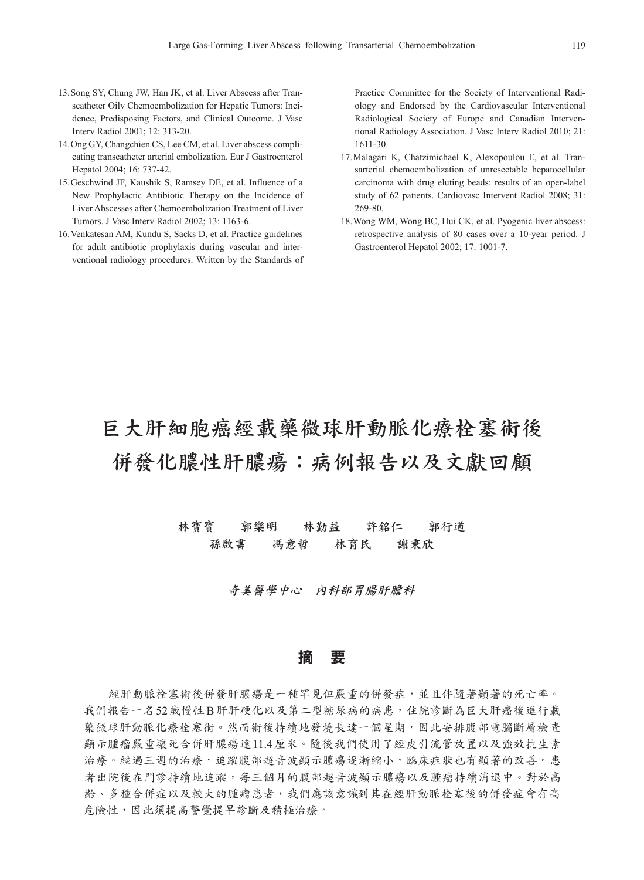13. Song SY, Chung JW, Han JK, et al. Liver Abscess after Transcatheter Oily Chemoembolization for Hepatic Tumors: Incidence, Predisposing Factors, and Clinical Outcome. J Vasc Interv Radiol 2001; 12: 313-20.
14. Ong GY, Changchien CS, Lee CM, et al. Liver abscess complicating transcatheter arterial embolization. Eur J Gastroenterol Hepatol 2004; 16: 737-42.
15. Geschwind JF, Kaushik S, Ramsey DE, et al. Influence of a New Prophylactic Antibiotic Therapy on the Incidence of Liver Abscesses after Chemoembolization Treatment of Liver Tumors. J Vasc Interv Radiol 2002; 13: 1163-6.
16. Venkatesan AM, Kundu S, Sacks D, et al. Practice guidelines for adult antibiotic prophylaxis during vascular and interventional radiology procedures. Written by the Standards of Practice Committee for the Society of Interventional Radiology and Endorsed by the Cardiovascular Interventional Radiological Society of Europe and Canadian Interventional Radiology Association. J Vasc Interv Radiol 2010; 21: 1611-30.
17. Malagari K, Chatzimichael K, Alexopoulou E, et al. Transarterial chemoembolization of unresectable hepatocellular carcinoma with drug eluting beads: results of an open-label study of 62 patients. Cardiovasc Intervent Radiol 2008; 31: 269-80.
18. Wong WM, Wong BC, Hui CK, et al. Pyogenic liver abscess: retrospective analysis of 80 cases over a 10-year period. J Gastroenterol Hepatol 2002; 17: 1001-7.

# 巨大肝細胞癌經載藥微球肝動脈化療栓塞術後併發化膿性肝膿瘍：病例報告以及文獻回顧

林寶寶　郭樂明　林勤益　許銘仁　郭行道
孫啟書　馮意哲　林育民　謝秉欣

*奇美醫學中心　內科部胃腸肝膽科*

## 摘　要

經肝動脈栓塞術後併發肝膿瘍是一種罕見但嚴重的併發症，並且伴隨著顯著的死亡率。我們報告一名52歲慢性B肝肝硬化以及第二型糖尿病的病患，住院診斷為巨大肝癌後進行載藥微球肝動脈化療栓塞術。然而術後持續地發燒長達一個星期，因此安排腹部電腦斷層檢查顯示腫瘤嚴重壞死合併肝膿瘍達11.4厘米。隨後我們使用了經皮引流管放置以及強效抗生素治療。經過三週的治療，追蹤腹部超音波顯示膿瘍逐漸縮小，臨床症狀也有顯著的改善。患者出院後在門診持續地追蹤，每三個月的腹部超音波顯示膿瘍以及腫瘤持續消退中。對於高齡、多種合併症以及較大的腫瘤患者，我們應該意識到其在經肝動脈栓塞後的併發症會有高危險性，因此須提高警覺提早診斷及積極治療。